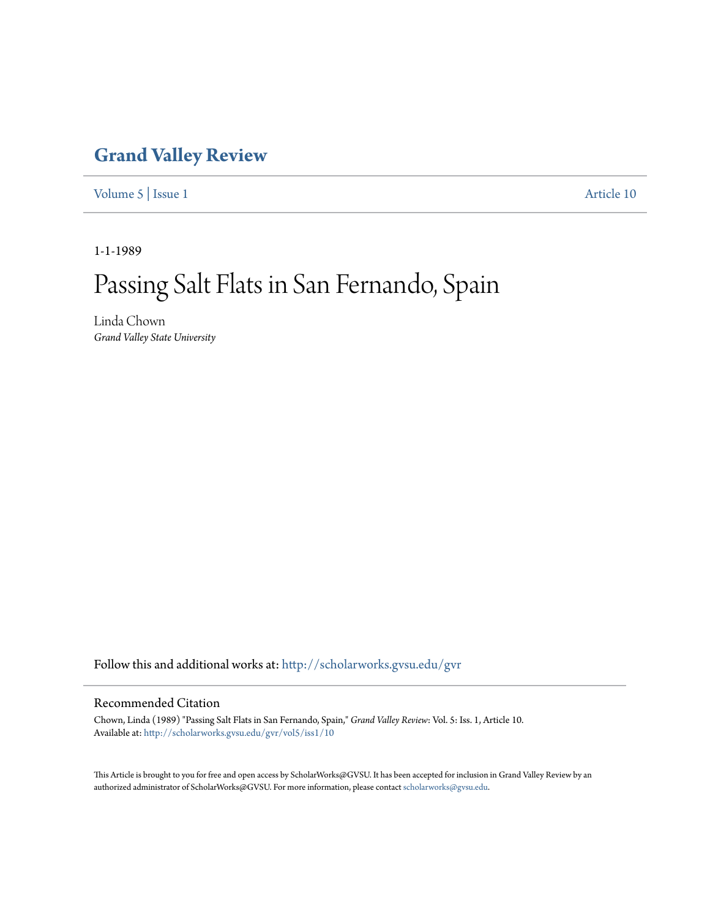# Grand Valley Review

Volume 5 | Issue 1 Article 10

1-1-1989

# Passing Salt Flats in San Fernando, Spain

Linda Chown
*Grand Valley State University*

Follow this and additional works at: http://scholarworks.gvsu.edu/gvr

## Recommended Citation

Chown, Linda (1989) "Passing Salt Flats in San Fernando, Spain," *Grand Valley Review*: Vol. 5: Iss. 1, Article 10.
Available at: http://scholarworks.gvsu.edu/gvr/vol5/iss1/10

This Article is brought to you for free and open access by ScholarWorks@GVSU. It has been accepted for inclusion in Grand Valley Review by an authorized administrator of ScholarWorks@GVSU. For more information, please contact scholarworks@gvsu.edu.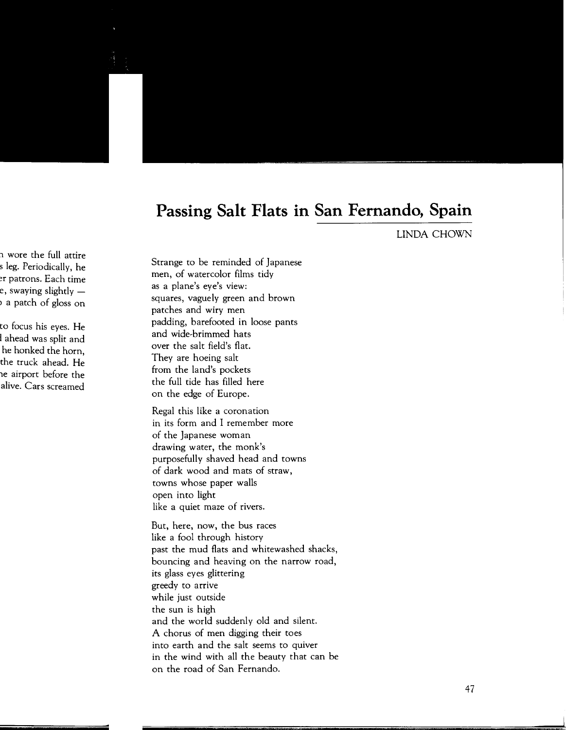# Passing Salt Flats in San Fernando, Spain

LINDA CHOWN

Strange to be reminded of Japanese
men, of watercolor films tidy
as a plane's eye's view:
squares, vaguely green and brown
patches and wiry men
padding, barefooted in loose pants
and wide-brimmed hats
over the salt field's flat.
They are hoeing salt
from the land's pockets
the full tide has filled here
on the edge of Europe.

Regal this like a coronation
in its form and I remember more
of the Japanese woman
drawing water, the monk's
purposefully shaved head and towns
of dark wood and mats of straw,
towns whose paper walls
open into light
like a quiet maze of rivers.

But, here, now, the bus races
like a fool through history
past the mud flats and whitewashed shacks,
bouncing and heaving on the narrow road,
its glass eyes glittering
greedy to arrive
while just outside
the sun is high
and the world suddenly old and silent.
A chorus of men digging their toes
into earth and the salt seems to quiver
in the wind with all the beauty that can be
on the road of San Fernando.